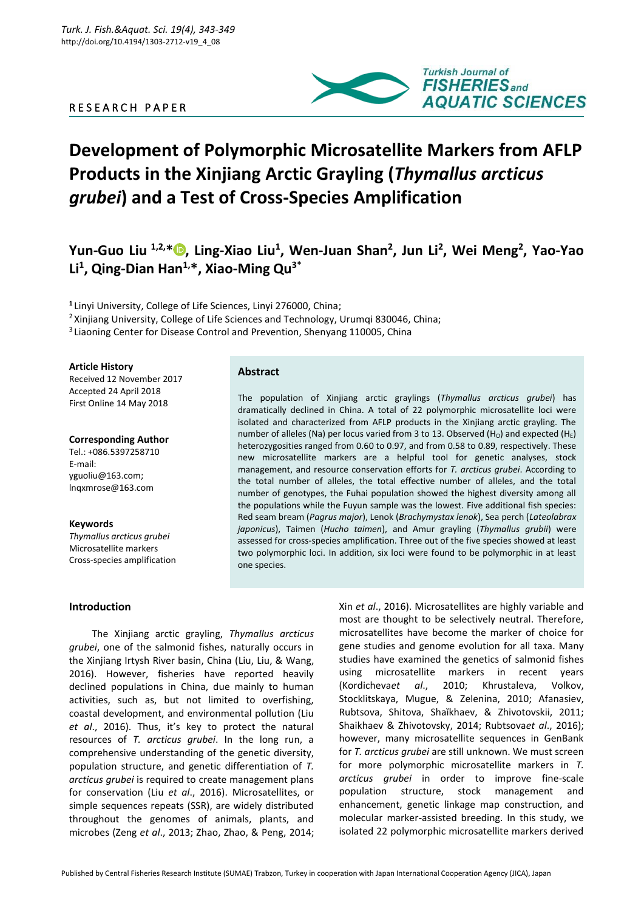RESEARCH PAPER

# Development of Polymorphic Microsatellite Markers from AFLP Products in the Xinjiang Arctic Grayling (*Thymallus arcticus grubei*) and a Test of Cross-Species Amplification

**Yun-Guo Liu [1,2,*], Ling-Xiao Liu[1], Wen-Juan Shan[2], Jun Li[2], Wei Meng[2], Yao-Yao Li[1], Qing-Dian Han[1,*], Xiao-Ming Qu[3*]**

[1] Linyi University, College of Life Sciences, Linyi 276000, China;
[2] Xinjiang University, College of Life Sciences and Technology, Urumqi 830046, China;
[3] Liaoning Center for Disease Control and Prevention, Shenyang 110005, China

**Article History**
Received 12 November 2017
Accepted 24 April 2018
First Online 14 May 2018

**Corresponding Author**
Tel.: +086.5397258710
E-mail:
yguoliu@163.com;
lnqxmrose@163.com

**Keywords**
*Thymallus arcticus grubei*
Microsatellite markers
Cross-species amplification

## Abstract

The population of Xinjiang arctic graylings (*Thymallus arcticus grubei*) has dramatically declined in China. A total of 22 polymorphic microsatellite loci were isolated and characterized from AFLP products in the Xinjiang arctic grayling. The number of alleles (Na) per locus varied from 3 to 13. Observed ($H_O$) and expected ($H_E$) heterozygosities ranged from 0.60 to 0.97, and from 0.58 to 0.89, respectively. These new microsatellite markers are a helpful tool for genetic analyses, stock management, and resource conservation efforts for *T. arcticus grubei*. According to the total number of alleles, the total effective number of alleles, and the total number of genotypes, the Fuhai population showed the highest diversity among all the populations while the Fuyun sample was the lowest. Five additional fish species: Red seam bream (*Pagrus major*), Lenok (*Brachymystax lenok*), Sea perch (*Lateolabrax japonicus*), Taimen (*Hucho taimen*), and Amur grayling (*Thymallus grubii*) were assessed for cross-species amplification. Three out of the five species showed at least two polymorphic loci. In addition, six loci were found to be polymorphic in at least one species.

## Introduction

The Xinjiang arctic grayling, *Thymallus arcticus grubei*, one of the salmonid fishes, naturally occurs in the Xinjiang Irtysh River basin, China (Liu, Liu, & Wang, 2016). However, fisheries have reported heavily declined populations in China, due mainly to human activities, such as, but not limited to overfishing, coastal development, and environmental pollution (Liu *et al*., 2016). Thus, it's key to protect the natural resources of *T. arcticus grubei*. In the long run, a comprehensive understanding of the genetic diversity, population structure, and genetic differentiation of *T. arcticus grubei* is required to create management plans for conservation (Liu *et al*., 2016). Microsatellites, or simple sequences repeats (SSR), are widely distributed throughout the genomes of animals, plants, and microbes (Zeng *et al*., 2013; Zhao, Zhao, & Peng, 2014; Xin *et al*., 2016). Microsatellites are highly variable and most are thought to be selectively neutral. Therefore, microsatellites have become the marker of choice for gene studies and genome evolution for all taxa. Many studies have examined the genetics of salmonid fishes using microsatellite markers in recent years (Kordicheva*et al*., 2010; Khrustaleva, Volkov, Stocklitskaya, Mugue, & Zelenina, 2010; Afanasiev, Rubtsova, Shitova, Shaĭkhaev, & Zhivotovskii, 2011; Shaikhaev & Zhivotovsky, 2014; Rubtsova*et al*., 2016); however, many microsatellite sequences in GenBank for *T. arcticus grubei* are still unknown. We must screen for more polymorphic microsatellite markers in *T. arcticus grubei* in order to improve fine-scale population structure, stock management and enhancement, genetic linkage map construction, and molecular marker-assisted breeding. In this study, we isolated 22 polymorphic microsatellite markers derived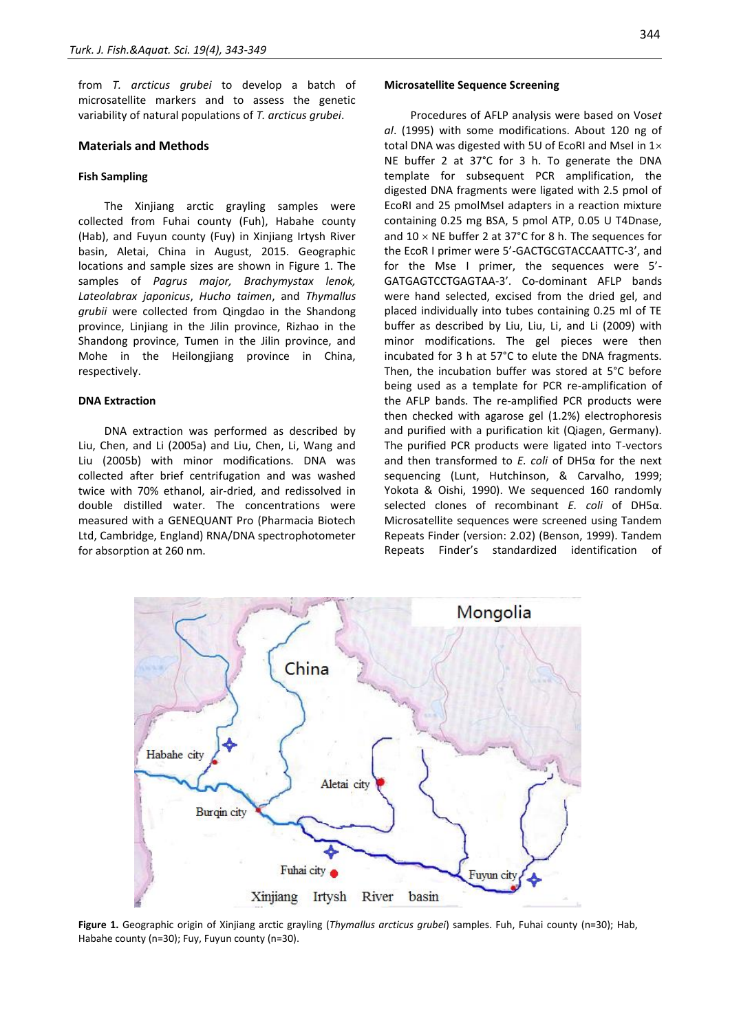from *T. arcticus grubei* to develop a batch of microsatellite markers and to assess the genetic variability of natural populations of *T. arcticus grubei*.

## Materials and Methods

### Fish Sampling

The Xinjiang arctic grayling samples were collected from Fuhai county (Fuh), Habahe county (Hab), and Fuyun county (Fuy) in Xinjiang Irtysh River basin, Aletai, China in August, 2015. Geographic locations and sample sizes are shown in Figure 1. The samples of *Pagrus major, Brachymystax lenok, Lateolabrax japonicus*, *Hucho taimen*, and *Thymallus grubii* were collected from Qingdao in the Shandong province, Linjiang in the Jilin province, Rizhao in the Shandong province, Tumen in the Jilin province, and Mohe in the Heilongjiang province in China, respectively.

### DNA Extraction

DNA extraction was performed as described by Liu, Chen, and Li (2005a) and Liu, Chen, Li, Wang and Liu (2005b) with minor modifications. DNA was collected after brief centrifugation and was washed twice with 70% ethanol, air-dried, and redissolved in double distilled water. The concentrations were measured with a GENEQUANT Pro (Pharmacia Biotech Ltd, Cambridge, England) RNA/DNA spectrophotometer for absorption at 260 nm.

### Microsatellite Sequence Screening

Procedures of AFLP analysis were based on Vos*et al*. (1995) with some modifications. About 120 ng of total DNA was digested with 5U of EcoRI and MseI in 1× NE buffer 2 at 37°C for 3 h. To generate the DNA template for subsequent PCR amplification, the digested DNA fragments were ligated with 2.5 pmol of EcoRI and 25 pmolMseI adapters in a reaction mixture containing 0.25 mg BSA, 5 pmol ATP, 0.05 U T4Dnase, and 10 × NE buffer 2 at 37°C for 8 h. The sequences for the EcoR I primer were 5'-GACTGCGTACCAATTC-3', and for the Mse I primer, the sequences were 5'-GATGAGTCCTGAGTAA-3'. Co-dominant AFLP bands were hand selected, excised from the dried gel, and placed individually into tubes containing 0.25 ml of TE buffer as described by Liu, Liu, Li, and Li (2009) with minor modifications. The gel pieces were then incubated for 3 h at 57°C to elute the DNA fragments. Then, the incubation buffer was stored at 5°C before being used as a template for PCR re-amplification of the AFLP bands. The re-amplified PCR products were then checked with agarose gel (1.2%) electrophoresis and purified with a purification kit (Qiagen, Germany). The purified PCR products were ligated into T-vectors and then transformed to *E. coli* of DH5α for the next sequencing (Lunt, Hutchinson, & Carvalho, 1999; Yokota & Oishi, 1990). We sequenced 160 randomly selected clones of recombinant *E. coli* of DH5α. Microsatellite sequences were screened using Tandem Repeats Finder (version: 2.02) (Benson, 1999). Tandem Repeats Finder's standardized identification of

**Figure 1.** Geographic origin of Xinjiang arctic grayling (*Thymallus arcticus grubei*) samples. Fuh, Fuhai county (n=30); Hab, Habahe county (n=30); Fuy, Fuyun county (n=30).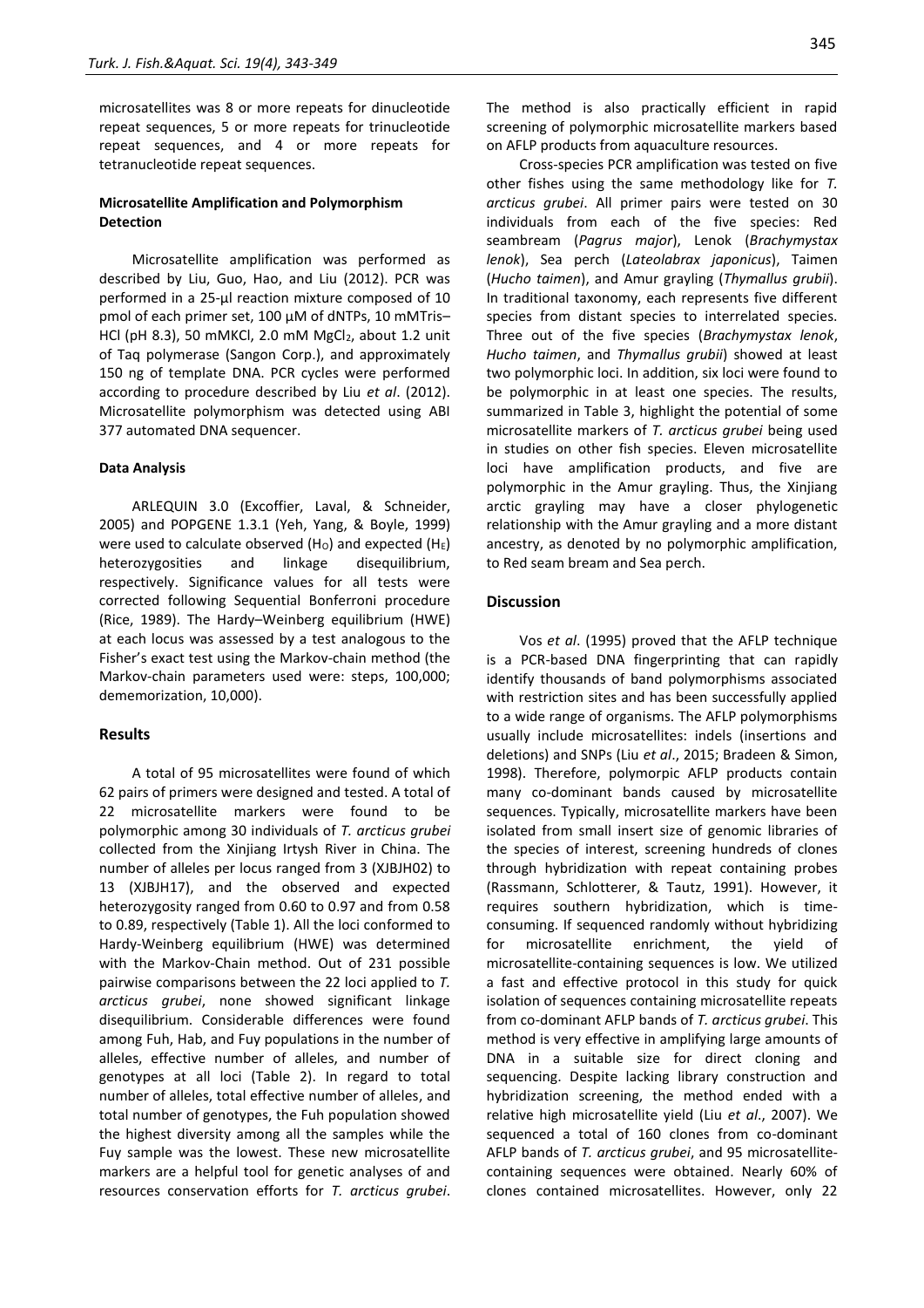microsatellites was 8 or more repeats for dinucleotide repeat sequences, 5 or more repeats for trinucleotide repeat sequences, and 4 or more repeats for tetranucleotide repeat sequences.

### Microsatellite Amplification and Polymorphism Detection

Microsatellite amplification was performed as described by Liu, Guo, Hao, and Liu (2012). PCR was performed in a 25-µl reaction mixture composed of 10 pmol of each primer set, 100 µM of dNTPs, 10 mMTris–HCl (pH 8.3), 50 mMKCl, 2.0 mM $MgCl_2$, about 1.2 unit of Taq polymerase (Sangon Corp.), and approximately 150 ng of template DNA. PCR cycles were performed according to procedure described by Liu *et al*. (2012). Microsatellite polymorphism was detected using ABI 377 automated DNA sequencer.

### Data Analysis

ARLEQUIN 3.0 (Excoffier, Laval, & Schneider, 2005) and POPGENE 1.3.1 (Yeh, Yang, & Boyle, 1999) were used to calculate observed ($H_O$) and expected ($H_E$) heterozygosities and linkage disequilibrium, respectively. Significance values for all tests were corrected following Sequential Bonferroni procedure (Rice, 1989). The Hardy–Weinberg equilibrium (HWE) at each locus was assessed by a test analogous to the Fisher's exact test using the Markov-chain method (the Markov-chain parameters used were: steps, 100,000; dememorization, 10,000).

## Results

A total of 95 microsatellites were found of which 62 pairs of primers were designed and tested. A total of 22 microsatellite markers were found to be polymorphic among 30 individuals of *T. arcticus grubei* collected from the Xinjiang Irtysh River in China. The number of alleles per locus ranged from 3 (XJBJH02) to 13 (XJBJH17), and the observed and expected heterozygosity ranged from 0.60 to 0.97 and from 0.58 to 0.89, respectively (Table 1). All the loci conformed to Hardy-Weinberg equilibrium (HWE) was determined with the Markov-Chain method. Out of 231 possible pairwise comparisons between the 22 loci applied to *T. arcticus grubei*, none showed significant linkage disequilibrium. Considerable differences were found among Fuh, Hab, and Fuy populations in the number of alleles, effective number of alleles, and number of genotypes at all loci (Table 2). In regard to total number of alleles, total effective number of alleles, and total number of genotypes, the Fuh population showed the highest diversity among all the samples while the Fuy sample was the lowest. These new microsatellite markers are a helpful tool for genetic analyses of and resources conservation efforts for *T. arcticus grubei*. The method is also practically efficient in rapid screening of polymorphic microsatellite markers based on AFLP products from aquaculture resources.

Cross-species PCR amplification was tested on five other fishes using the same methodology like for *T. arcticus grubei*. All primer pairs were tested on 30 individuals from each of the five species: Red seambream (*Pagrus major*), Lenok (*Brachymystax lenok*), Sea perch (*Lateolabrax japonicus*), Taimen (*Hucho taimen*), and Amur grayling (*Thymallus grubii*). In traditional taxonomy, each represents five different species from distant species to interrelated species. Three out of the five species (*Brachymystax lenok*, *Hucho taimen*, and *Thymallus grubii*) showed at least two polymorphic loci. In addition, six loci were found to be polymorphic in at least one species. The results, summarized in Table 3, highlight the potential of some microsatellite markers of *T. arcticus grubei* being used in studies on other fish species. Eleven microsatellite loci have amplification products, and five are polymorphic in the Amur grayling. Thus, the Xinjiang arctic grayling may have a closer phylogenetic relationship with the Amur grayling and a more distant ancestry, as denoted by no polymorphic amplification, to Red seam bream and Sea perch.

## Discussion

Vos *et al*. (1995) proved that the AFLP technique is a PCR-based DNA fingerprinting that can rapidly identify thousands of band polymorphisms associated with restriction sites and has been successfully applied to a wide range of organisms. The AFLP polymorphisms usually include microsatellites: indels (insertions and deletions) and SNPs (Liu *et al*., 2015; Bradeen & Simon, 1998). Therefore, polymorpic AFLP products contain many co-dominant bands caused by microsatellite sequences. Typically, microsatellite markers have been isolated from small insert size of genomic libraries of the species of interest, screening hundreds of clones through hybridization with repeat containing probes (Rassmann, Schlotterer, & Tautz, 1991). However, it requires southern hybridization, which is time-consuming. If sequenced randomly without hybridizing for microsatellite enrichment, the yield of microsatellite-containing sequences is low. We utilized a fast and effective protocol in this study for quick isolation of sequences containing microsatellite repeats from co-dominant AFLP bands of *T. arcticus grubei*. This method is very effective in amplifying large amounts of DNA in a suitable size for direct cloning and sequencing. Despite lacking library construction and hybridization screening, the method ended with a relative high microsatellite yield (Liu *et al*., 2007). We sequenced a total of 160 clones from co-dominant AFLP bands of *T. arcticus grubei*, and 95 microsatellite-containing sequences were obtained. Nearly 60% of clones contained microsatellites. However, only 22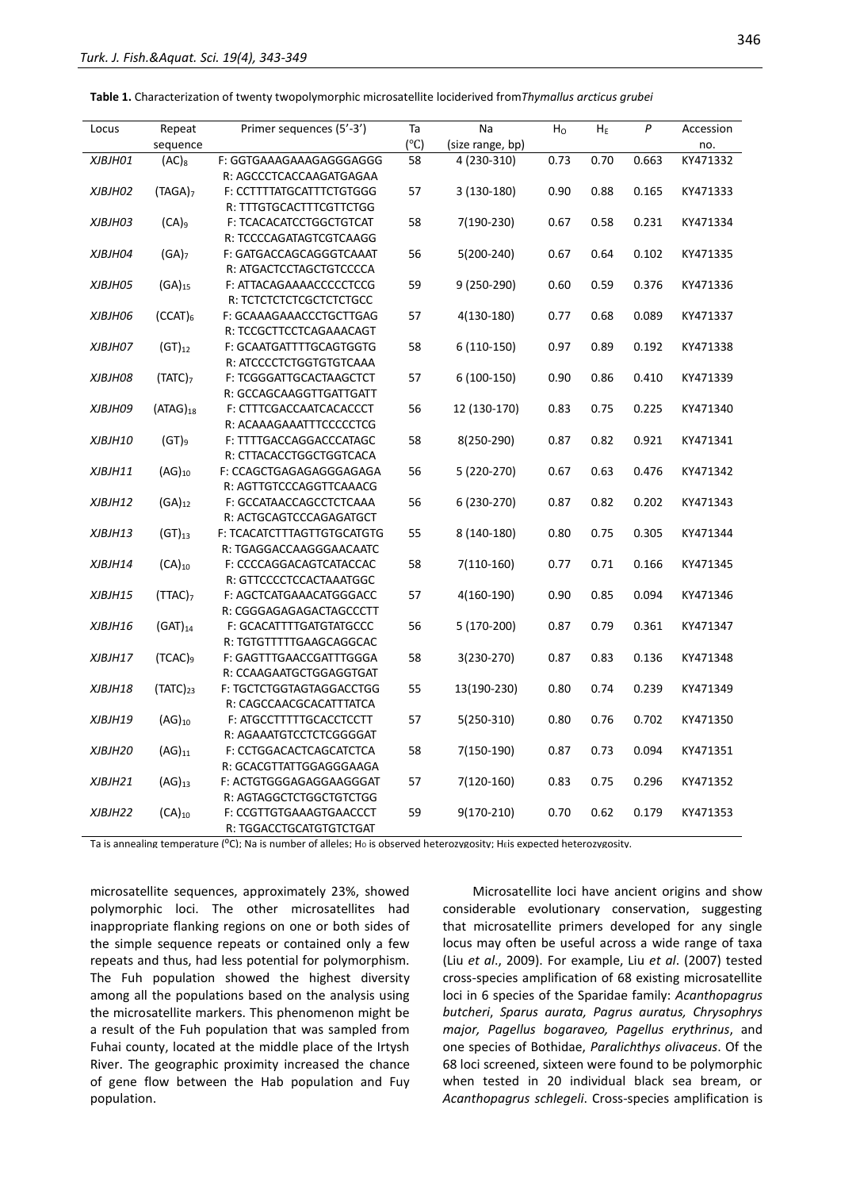**Table 1.** Characterization of twenty twopolymorphic microsatellite lociderived from*Thymallus arcticus grubei*

| Locus | Repeat sequence | Primer sequences (5'-3') | Ta (°C) | Na (size range, bp) | $H_O$ | $H_E$ | *P* | Accession no. |
|---|---|---|---|---|---|---|---|---|
| *XJBJH01* | $(AC)_8$ | F: GGTGAAAGAAAGAGGGAGGG<br>R: AGCCCTCACCAAGATGAGAA | 58 | 4 (230-310) | 0.73 | 0.70 | 0.663 | KY471332 |
| *XJBJH02* | $(TAGA)_7$ | F: CCTTTTATGCATTTCTGTGGG<br>R: TTTGTGCACTTTCGTTCTGG | 57 | 3 (130-180) | 0.90 | 0.88 | 0.165 | KY471333 |
| *XJBJH03* | $(CA)_9$ | F: TCACACATCCTGGCTGTCAT<br>R: TCCCCAGATAGTCGTCAAGG | 58 | 7(190-230) | 0.67 | 0.58 | 0.231 | KY471334 |
| *XJBJH04* | $(GA)_7$ | F: GATGACCAGCAGGGTCAAAT<br>R: ATGACTCCTAGCTGTCCCCA | 56 | 5(200-240) | 0.67 | 0.64 | 0.102 | KY471335 |
| *XJBJH05* | $(GA)_{15}$ | F: ATTACAGAAAACCCCCTCCG<br>R: TCTCTCTCTCGCTCTCTGCC | 59 | 9 (250-290) | 0.60 | 0.59 | 0.376 | KY471336 |
| *XJBJH06* | $(CCAT)_6$ | F: GCAAAGAAACCCTGCTTGAG<br>R: TCCGCTTCCTCAGAAACAGT | 57 | 4(130-180) | 0.77 | 0.68 | 0.089 | KY471337 |
| *XJBJH07* | $(GT)_{12}$ | F: GCAATGATTTTGCAGTGGTG<br>R: ATCCCCTCTGGTGTGTCAAA | 58 | 6 (110-150) | 0.97 | 0.89 | 0.192 | KY471338 |
| *XJBJH08* | $(TATC)_7$ | F: TCGGGATTGCACTAAGCTCT<br>R: GCCAGCAAGGTTGATTGATT | 57 | 6 (100-150) | 0.90 | 0.86 | 0.410 | KY471339 |
| *XJBJH09* | $(ATAG)_{18}$ | F: CTTTCGACCAATCACACCCT<br>R: ACAAAGAAATTTCCCCCTCG | 56 | 12 (130-170) | 0.83 | 0.75 | 0.225 | KY471340 |
| *XJBJH10* | $(GT)_9$ | F: TTTTGACCAGGACCCATAGC<br>R: CTTACACCTGGCTGGTCACA | 58 | 8(250-290) | 0.87 | 0.82 | 0.921 | KY471341 |
| *XJBJH11* | $(AG)_{10}$ | F: CCAGCTGAGAGAGGGAGAGA<br>R: AGTTGTCCCAGGTTCAAACG | 56 | 5 (220-270) | 0.67 | 0.63 | 0.476 | KY471342 |
| *XJBJH12* | $(GA)_{12}$ | F: GCCATAACCAGCCTCTCAAA<br>R: ACTGCAGTCCCAGAGATGCT | 56 | 6 (230-270) | 0.87 | 0.82 | 0.202 | KY471343 |
| *XJBJH13* | $(GT)_{13}$ | F: TCACATCTTTAGTTGTGCATGTG<br>R: TGAGGACCAAGGGAACAATC | 55 | 8 (140-180) | 0.80 | 0.75 | 0.305 | KY471344 |
| *XJBJH14* | $(CA)_{10}$ | F: CCCCAGGACAGTCATACCAC<br>R: GTTCCCCTCCACTAAATGGC | 58 | 7(110-160) | 0.77 | 0.71 | 0.166 | KY471345 |
| *XJBJH15* | $(TTAC)_7$ | F: AGCTCATGAAACATGGGACC<br>R: CGGGAGAGAGACTAGCCCTT | 57 | 4(160-190) | 0.90 | 0.85 | 0.094 | KY471346 |
| *XJBJH16* | $(GAT)_{14}$ | F: GCACATTTTGATGTATGCCC<br>R: TGTGTTTTTGAAGCAGGCAC | 56 | 5 (170-200) | 0.87 | 0.79 | 0.361 | KY471347 |
| *XJBJH17* | $(TCAC)_9$ | F: GAGTTTGAACCGATTTGGGA<br>R: CCAAGAATGCTGGAGGTGAT | 58 | 3(230-270) | 0.87 | 0.83 | 0.136 | KY471348 |
| *XJBJH18* | $(TATC)_{23}$ | F: TGCTCTGGTAGTAGGACCTGG<br>R: CAGCCAACGCACATTTATCA | 55 | 13(190-230) | 0.80 | 0.74 | 0.239 | KY471349 |
| *XJBJH19* | $(AG)_{10}$ | F: ATGCCTTTTTGCACCTCCTT<br>R: AGAAATGTCCTCTCGGGGAT | 57 | 5(250-310) | 0.80 | 0.76 | 0.702 | KY471350 |
| *XJBJH20* | $(AG)_{11}$ | F: CCTGGACACTCAGCATCTCA<br>R: GCACGTTATTGGAGGGAAGA | 58 | 7(150-190) | 0.87 | 0.73 | 0.094 | KY471351 |
| *XJBJH21* | $(AG)_{13}$ | F: ACTGTGGGAGAGGAAGGGAT<br>R: AGTAGGCTCTGGCTGTCTGG | 57 | 7(120-160) | 0.83 | 0.75 | 0.296 | KY471352 |
| *XJBJH22* | $(CA)_{10}$ | F: CCGTTGTGAAAGTGAACCCT<br>R: TGGACCTGCATGTGTCTGAT | 59 | 9(170-210) | 0.70 | 0.62 | 0.179 | KY471353 |

Ta is annealing temperature (°C); Na is number of alleles; $H_O$ is observed heterozygosity; $H_E$is expected heterozygosity.

microsatellite sequences, approximately 23%, showed polymorphic loci. The other microsatellites had inappropriate flanking regions on one or both sides of the simple sequence repeats or contained only a few repeats and thus, had less potential for polymorphism. The Fuh population showed the highest diversity among all the populations based on the analysis using the microsatellite markers. This phenomenon might be a result of the Fuh population that was sampled from Fuhai county, located at the middle place of the Irtysh River. The geographic proximity increased the chance of gene flow between the Hab population and Fuy population.

Microsatellite loci have ancient origins and show considerable evolutionary conservation, suggesting that microsatellite primers developed for any single locus may often be useful across a wide range of taxa (Liu *et al*., 2009). For example, Liu *et al*. (2007) tested cross-species amplification of 68 existing microsatellite loci in 6 species of the Sparidae family: *Acanthopagrus butcheri*, *Sparus aurata, Pagrus auratus, Chrysophrys major, Pagellus bogaraveo, Pagellus erythrinus*, and one species of Bothidae, *Paralichthys olivaceus*. Of the 68 loci screened, sixteen were found to be polymorphic when tested in 20 individual black sea bream, or *Acanthopagrus schlegeli*. Cross-species amplification is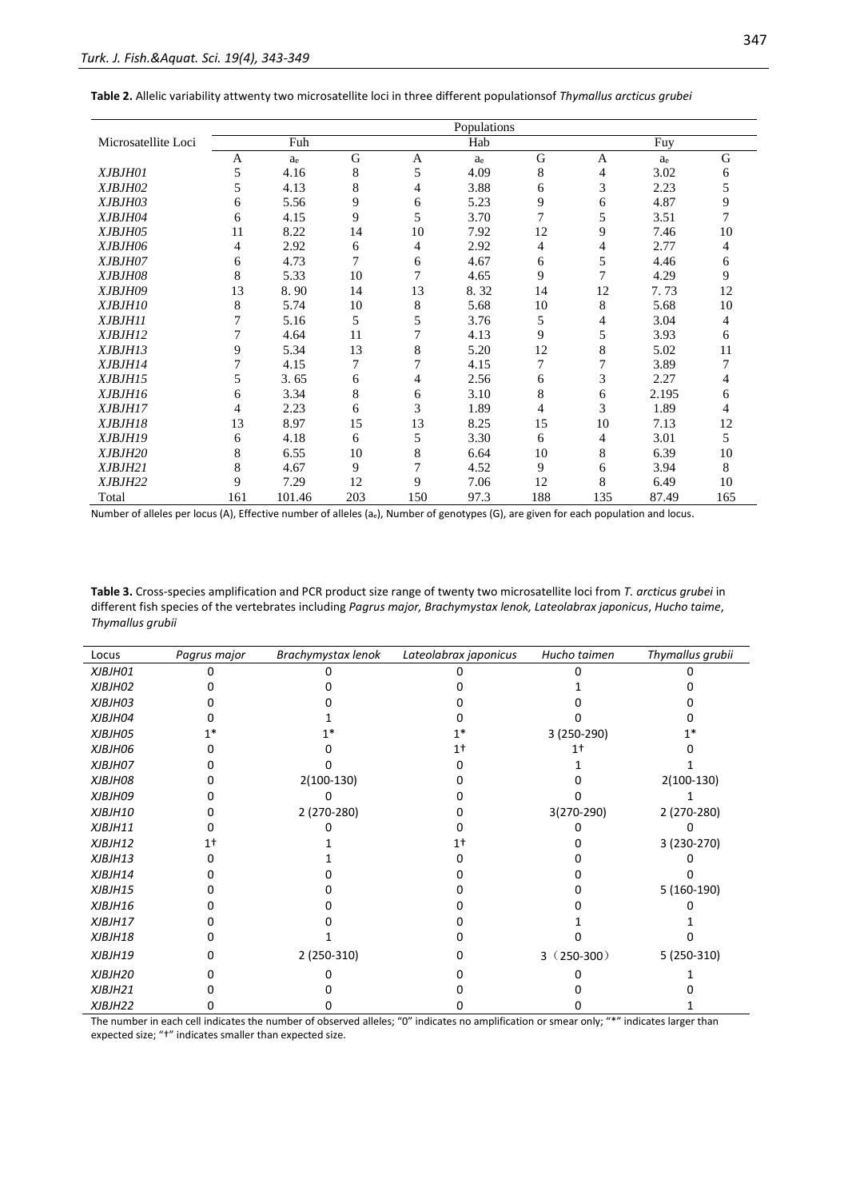**Table 2.** Allelic variability attwenty two microsatellite loci in three different populationsof *Thymallus arcticus grubei*

| Microsatellite Loci | Populations | | | | | | | | |
|---|---|---|---|---|---|---|---|---|---|
| | Fuh | | | Hab | | | Fuy | | |
| | A | $a_e$ | G | A | $a_e$ | G | A | $a_e$ | G |
| *XJBJH01* | 5 | 4.16 | 8 | 5 | 4.09 | 8 | 4 | 3.02 | 6 |
| *XJBJH02* | 5 | 4.13 | 8 | 4 | 3.88 | 6 | 3 | 2.23 | 5 |
| *XJBJH03* | 6 | 5.56 | 9 | 6 | 5.23 | 9 | 6 | 4.87 | 9 |
| *XJBJH04* | 6 | 4.15 | 9 | 5 | 3.70 | 7 | 5 | 3.51 | 7 |
| *XJBJH05* | 11 | 8.22 | 14 | 10 | 7.92 | 12 | 9 | 7.46 | 10 |
| *XJBJH06* | 4 | 2.92 | 6 | 4 | 2.92 | 4 | 4 | 2.77 | 4 |
| *XJBJH07* | 6 | 4.73 | 7 | 6 | 4.67 | 6 | 5 | 4.46 | 6 |
| *XJBJH08* | 8 | 5.33 | 10 | 7 | 4.65 | 9 | 7 | 4.29 | 9 |
| *XJBJH09* | 13 | 8. 90 | 14 | 13 | 8. 32 | 14 | 12 | 7. 73 | 12 |
| *XJBJH10* | 8 | 5.74 | 10 | 8 | 5.68 | 10 | 8 | 5.68 | 10 |
| *XJBJH11* | 7 | 5.16 | 5 | 5 | 3.76 | 5 | 4 | 3.04 | 4 |
| *XJBJH12* | 7 | 4.64 | 11 | 7 | 4.13 | 9 | 5 | 3.93 | 6 |
| *XJBJH13* | 9 | 5.34 | 13 | 8 | 5.20 | 12 | 8 | 5.02 | 11 |
| *XJBJH14* | 7 | 4.15 | 7 | 7 | 4.15 | 7 | 7 | 3.89 | 7 |
| *XJBJH15* | 5 | 3. 65 | 6 | 4 | 2.56 | 6 | 3 | 2.27 | 4 |
| *XJBJH16* | 6 | 3.34 | 8 | 6 | 3.10 | 8 | 6 | 2.195 | 6 |
| *XJBJH17* | 4 | 2.23 | 6 | 3 | 1.89 | 4 | 3 | 1.89 | 4 |
| *XJBJH18* | 13 | 8.97 | 15 | 13 | 8.25 | 15 | 10 | 7.13 | 12 |
| *XJBJH19* | 6 | 4.18 | 6 | 5 | 3.30 | 6 | 4 | 3.01 | 5 |
| *XJBJH20* | 8 | 6.55 | 10 | 8 | 6.64 | 10 | 8 | 6.39 | 10 |
| *XJBJH21* | 8 | 4.67 | 9 | 7 | 4.52 | 9 | 6 | 3.94 | 8 |
| *XJBJH22* | 9 | 7.29 | 12 | 9 | 7.06 | 12 | 8 | 6.49 | 10 |
| Total | 161 | 101.46 | 203 | 150 | 97.3 | 188 | 135 | 87.49 | 165 |

Number of alleles per locus (A), Effective number of alleles ($a_e$), Number of genotypes (G), are given for each population and locus.

**Table 3.** Cross-species amplification and PCR product size range of twenty two microsatellite loci from *T. arcticus grubei* in different fish species of the vertebrates including *Pagrus major, Brachymystax lenok, Lateolabrax japonicus*, *Hucho taime*, *Thymallus grubii*

| Locus | *Pagrus major* | *Brachymystax lenok* | *Lateolabrax japonicus* | *Hucho taimen* | *Thymallus grubii* |
|---|---|---|---|---|---|
| *XJBJH01* | 0 | 0 | 0 | 0 | 0 |
| *XJBJH02* | 0 | 0 | 0 | 1 | 0 |
| *XJBJH03* | 0 | 0 | 0 | 0 | 0 |
| *XJBJH04* | 0 | 1 | 0 | 0 | 0 |
| *XJBJH05* | 1* | 1* | 1* | 3 (250-290) | 1* |
| *XJBJH06* | 0 | 0 | 1† | 1† | 0 |
| *XJBJH07* | 0 | 0 | 0 | 1 | 1 |
| *XJBJH08* | 0 | 2(100-130) | 0 | 0 | 2(100-130) |
| *XJBJH09* | 0 | 0 | 0 | 0 | 1 |
| *XJBJH10* | 0 | 2 (270-280) | 0 | 3(270-290) | 2 (270-280) |
| *XJBJH11* | 0 | 0 | 0 | 0 | 0 |
| *XJBJH12* | 1† | 1 | 1† | 0 | 3 (230-270) |
| *XJBJH13* | 0 | 1 | 0 | 0 | 0 |
| *XJBJH14* | 0 | 0 | 0 | 0 | 0 |
| *XJBJH15* | 0 | 0 | 0 | 0 | 5 (160-190) |
| *XJBJH16* | 0 | 0 | 0 | 0 | 0 |
| *XJBJH17* | 0 | 0 | 0 | 1 | 1 |
| *XJBJH18* | 0 | 1 | 0 | 0 | 0 |
| *XJBJH19* | 0 | 2 (250-310) | 0 | 3（250-300） | 5 (250-310) |
| *XJBJH20* | 0 | 0 | 0 | 0 | 1 |
| *XJBJH21* | 0 | 0 | 0 | 0 | 0 |
| *XJBJH22* | 0 | 0 | 0 | 0 | 1 |

The number in each cell indicates the number of observed alleles; "0" indicates no amplification or smear only; "*" indicates larger than expected size; "†" indicates smaller than expected size.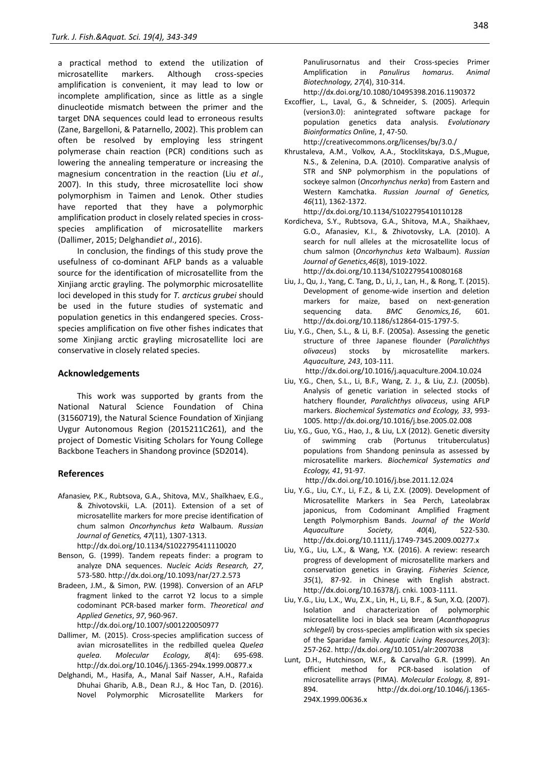a practical method to extend the utilization of microsatellite markers. Although cross-species amplification is convenient, it may lead to low or incomplete amplification, since as little as a single dinucleotide mismatch between the primer and the target DNA sequences could lead to erroneous results (Zane, Bargelloni, & Patarnello, 2002). This problem can often be resolved by employing less stringent polymerase chain reaction (PCR) conditions such as lowering the annealing temperature or increasing the magnesium concentration in the reaction (Liu *et al*., 2007). In this study, three microsatellite loci show polymorphism in Taimen and Lenok. Other studies have reported that they have a polymorphic amplification product in closely related species in cross-species amplification of microsatellite markers (Dallimer, 2015; Delghandi*et al*., 2016).

In conclusion, the findings of this study prove the usefulness of co-dominant AFLP bands as a valuable source for the identification of microsatellite from the Xinjiang arctic grayling. The polymorphic microsatellite loci developed in this study for *T. arcticus grubei* should be used in the future studies of systematic and population genetics in this endangered species. Cross-species amplification on five other fishes indicates that some Xinjiang arctic grayling microsatellite loci are conservative in closely related species.

## Acknowledgements

This work was supported by grants from the National Natural Science Foundation of China (31560719), the Natural Science Foundation of Xinjiang Uygur Autonomous Region (2015211C261), and the project of Domestic Visiting Scholars for Young College Backbone Teachers in Shandong province (SD2014).

## References

Afanasiev, P.K., Rubtsova, G.A., Shitova, M.V., Shaĭkhaev, E.G., & Zhivotovskii, L.A. (2011). Extension of a set of microsatellite markers for more precise identification of chum salmon *Oncorhynchus keta* Walbaum. *Russian Journal of Genetics, 47*(11), 1307-1313. http://dx.doi.org/10.1134/S1022795411110020

Benson, G. (1999). Tandem repeats finder: a program to analyze DNA sequences. *Nucleic Acids Research, 27*, 573-580. http://dx.doi.org/10.1093/nar/27.2.573

Bradeen, J.M., & Simon, P.W. (1998). Conversion of an AFLP fragment linked to the carrot Y2 locus to a simple codominant PCR-based marker form. *Theoretical and Applied Genetics*, *97*, 960-967. http://dx.doi.org/10.1007/s001220050977

Dallimer, M. (2015). Cross-species amplification success of avian microsatellites in the redbilled quelea *Quelea quelea*. *Molecular Ecology, 8*(4): 695-698. http://dx.doi.org/10.1046/j.1365-294x.1999.00877.x

Delghandi, M., Hasifa, A., Manal Saif Nasser, A.H., Rafaida Dhuhai Gharib, A.B., Dean R.J., & Hoc Tan, D. (2016). Novel Polymorphic Microsatellite Markers for Panulirusornatus and their Cross-species Primer Amplification in *Panulirus homarus*. *Animal Biotechnology, 27*(4), 310-314. http://dx.doi.org/10.1080/10495398.2016.1190372

Excoffier, L., Laval, G., & Schneider, S. (2005). Arlequin (version3.0): anintegrated software package for population genetics data analysis. *Evolutionary Bioinformatics Online*, *1*, 47-50. http://creativecommons.org/licenses/by/3.0./

Khrustaleva, A.M., Volkov, A.A., Stocklitskaya, D.S.,Mugue, N.S., & Zelenina, D.A. (2010). Comparative analysis of STR and SNP polymorphism in the populations of sockeye salmon (*Oncorhynchus nerka*) from Eastern and Western Kamchatka. *Russian Journal of Genetics, 46*(11), 1362-1372. http://dx.doi.org/10.1134/S1022795410110128

Kordicheva, S.Y., Rubtsova, G.A., Shitova, M.A., Shaikhaev, G.O., Afanasiev, K.I., & Zhivotovsky, L.A. (2010). A search for null alleles at the microsatellite locus of chum salmon (*Oncorhynchus keta* Walbaum). *Russian Journal of Genetics,46*(8), 1019-1022. http://dx.doi.org/10.1134/S1022795410080168

Liu, J., Qu, J., Yang, C. Tang, D., Li, J., Lan, H., & Rong, T. (2015). Development of genome-wide insertion and deletion markers for maize, based on next-generation sequencing data. *BMC Genomics,16*, 601. http://dx.doi.org/10.1186/s12864-015-1797-5.

Liu, Y.G., Chen, S.L., & Li, B.F. (2005a). Assessing the genetic structure of three Japanese flounder (*Paralichthys olivaceus*) stocks by microsatellite markers. *Aquaculture, 243*, 103-111. http://dx.doi.org/10.1016/j.aquaculture.2004.10.024

Liu, Y.G., Chen, S.L., Li, B.F., Wang, Z. J., & Liu, Z.J. (2005b). Analysis of genetic variation in selected stocks of hatchery flounder, *Paralichthys olivaceus*, using AFLP markers. *Biochemical Systematics and Ecology, 33*, 993-1005. http://dx.doi.org/10.1016/j.bse.2005.02.008

Liu, Y.G., Guo, Y.G., Hao, J., & Liu, L.X (2012). Genetic diversity of swimming crab (Portunus trituberculatus) populations from Shandong peninsula as assessed by microsatellite markers. *Biochemical Systematics and Ecology, 41*, 91-97. http://dx.doi.org/10.1016/j.bse.2011.12.024

Liu, Y.G., Liu, C.Y., Li, F.Z., & Li, Z.X. (2009). Development of Microsatellite Markers in Sea Perch, Lateolabrax japonicus, from Codominant Amplified Fragment Length Polymorphism Bands. *Journal of the World Aquaculture Society, 40*(4), 522-530. http://dx.doi.org/10.1111/j.1749-7345.2009.00277.x

Liu, Y.G., Liu, L.X., & Wang, Y.X. (2016). A review: research progress of development of microsatellite markers and conservation genetics in Graying. *Fisheries Science, 35*(1), 87-92. in Chinese with English abstract. http://dx.doi.org/10.16378/j. cnki. 1003-1111.

Liu, Y.G., Liu, L.X., Wu, Z.X., Lin, H., Li, B.F., & Sun, X.Q. (2007). Isolation and characterization of polymorphic microsatellite loci in black sea bream (*Acanthopagrus schlegeli*) by cross-species amplification with six species of the Sparidae family. *Aquatic Living Resources,20*(3): 257-262. http://dx.doi.org/10.1051/alr:2007038

Lunt, D.H., Hutchinson, W.F., & Carvalho G.R. (1999). An efficient method for PCR-based isolation of microsatellite arrays (PIMA). *Molecular Ecology, 8*, 891-894. http://dx.doi.org/10.1046/j.1365-294X.1999.00636.x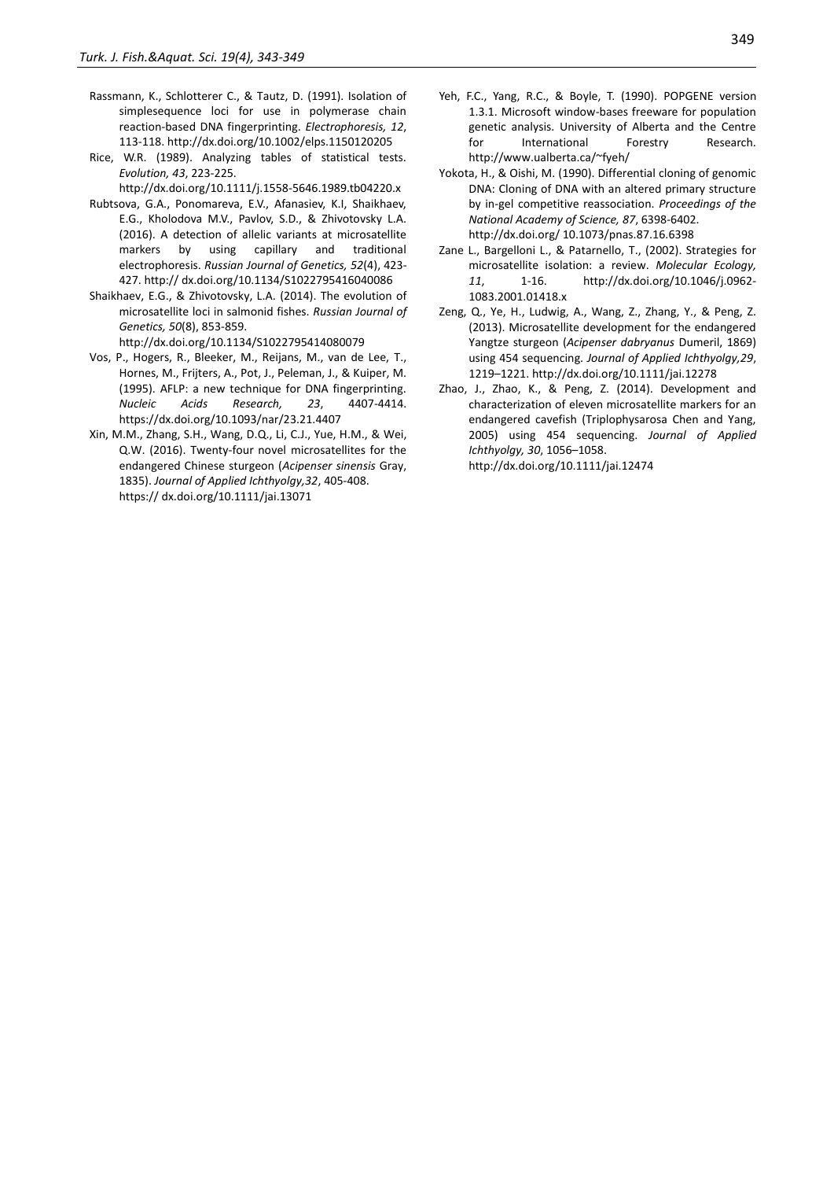Rassmann, K., Schlotterer C., & Tautz, D. (1991). Isolation of simplesequence loci for use in polymerase chain reaction-based DNA fingerprinting. *Electrophoresis, 12*, 113-118. http://dx.doi.org/10.1002/elps.1150120205

Rice, W.R. (1989). Analyzing tables of statistical tests. *Evolution, 43*, 223-225. http://dx.doi.org/10.1111/j.1558-5646.1989.tb04220.x

Rubtsova, G.A., Ponomareva, E.V., Afanasiev, K.I, Shaikhaev, E.G., Kholodova M.V., Pavlov, S.D., & Zhivotovsky L.A. (2016). A detection of allelic variants at microsatellite markers by using capillary and traditional electrophoresis. *Russian Journal of Genetics, 52*(4), 423-427. http:// dx.doi.org/10.1134/S1022795416040086

Shaikhaev, E.G., & Zhivotovsky, L.A. (2014). The evolution of microsatellite loci in salmonid fishes. *Russian Journal of Genetics, 50*(8), 853-859. http://dx.doi.org/10.1134/S1022795414080079

Vos, P., Hogers, R., Bleeker, M., Reijans, M., van de Lee, T., Hornes, M., Frijters, A., Pot, J., Peleman, J., & Kuiper, M. (1995). AFLP: a new technique for DNA fingerprinting. *Nucleic Acids Research, 23*, 4407-4414. https://dx.doi.org/10.1093/nar/23.21.4407

Xin, M.M., Zhang, S.H., Wang, D.Q., Li, C.J., Yue, H.M., & Wei, Q.W. (2016). Twenty-four novel microsatellites for the endangered Chinese sturgeon (*Acipenser sinensis* Gray, 1835). *Journal of Applied Ichthyolgy,32*, 405-408. https:// dx.doi.org/10.1111/jai.13071

Yeh, F.C., Yang, R.C., & Boyle, T. (1990). POPGENE version 1.3.1. Microsoft window-bases freeware for population genetic analysis. University of Alberta and the Centre for International Forestry Research. http://www.ualberta.ca/~fyeh/

Yokota, H., & Oishi, M. (1990). Differential cloning of genomic DNA: Cloning of DNA with an altered primary structure by in-gel competitive reassociation. *Proceedings of the National Academy of Science, 87*, 6398-6402. http://dx.doi.org/ 10.1073/pnas.87.16.6398

Zane L., Bargelloni L., & Patarnello, T., (2002). Strategies for microsatellite isolation: a review. *Molecular Ecology, 11*, 1-16. http://dx.doi.org/10.1046/j.0962-1083.2001.01418.x

Zeng, Q., Ye, H., Ludwig, A., Wang, Z., Zhang, Y., & Peng, Z. (2013). Microsatellite development for the endangered Yangtze sturgeon (*Acipenser dabryanus* Dumeril, 1869) using 454 sequencing. *Journal of Applied Ichthyolgy,29*, 1219–1221. http://dx.doi.org/10.1111/jai.12278

Zhao, J., Zhao, K., & Peng, Z. (2014). Development and characterization of eleven microsatellite markers for an endangered cavefish (Triplophysarosa Chen and Yang, 2005) using 454 sequencing. *Journal of Applied Ichthyolgy, 30*, 1056–1058. http://dx.doi.org/10.1111/jai.12474